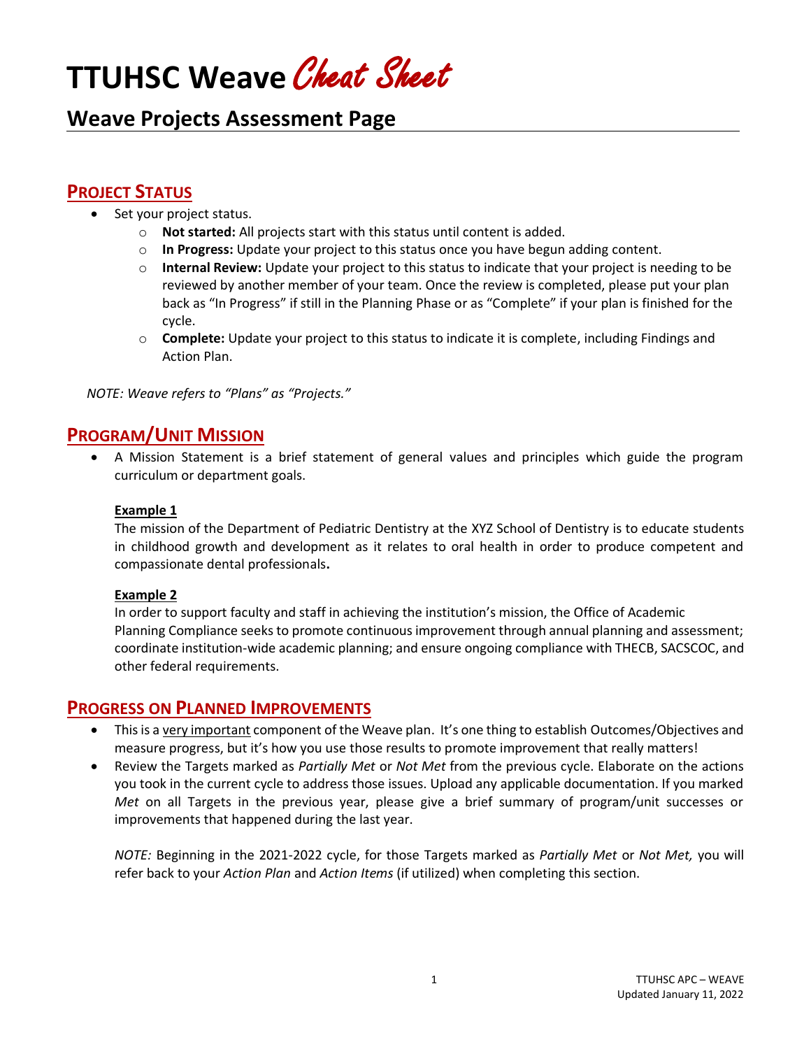# TTUHSC Weave *Cheat Sheet*

## Weave Projects Assessment Page

### PROJECT STATUS

- Set your project status.
  - **Not started:** All projects start with this status until content is added.
  - **In Progress:** Update your project to this status once you have begun adding content.
  - **Internal Review:** Update your project to this status to indicate that your project is needing to be reviewed by another member of your team. Once the review is completed, please put your plan back as "In Progress" if still in the Planning Phase or as "Complete" if your plan is finished for the cycle.
  - **Complete:** Update your project to this status to indicate it is complete, including Findings and Action Plan.

*NOTE: Weave refers to "Plans" as "Projects."*

### PROGRAM/UNIT MISSION

- A Mission Statement is a brief statement of general values and principles which guide the program curriculum or department goals.

  **Example 1**
  The mission of the Department of Pediatric Dentistry at the XYZ School of Dentistry is to educate students in childhood growth and development as it relates to oral health in order to produce competent and compassionate dental professionals**.**

  **Example 2**
  In order to support faculty and staff in achieving the institution's mission, the Office of Academic Planning Compliance seeks to promote continuous improvement through annual planning and assessment; coordinate institution-wide academic planning; and ensure ongoing compliance with THECB, SACSCOC, and other federal requirements.

### PROGRESS ON PLANNED IMPROVEMENTS

- This is a very important component of the Weave plan. It's one thing to establish Outcomes/Objectives and measure progress, but it's how you use those results to promote improvement that really matters!
- Review the Targets marked as *Partially Met* or *Not Met* from the previous cycle. Elaborate on the actions you took in the current cycle to address those issues. Upload any applicable documentation. If you marked *Met* on all Targets in the previous year, please give a brief summary of program/unit successes or improvements that happened during the last year.

  *NOTE:* Beginning in the 2021-2022 cycle, for those Targets marked as *Partially Met* or *Not Met,* you will refer back to your *Action Plan* and *Action Items* (if utilized) when completing this section.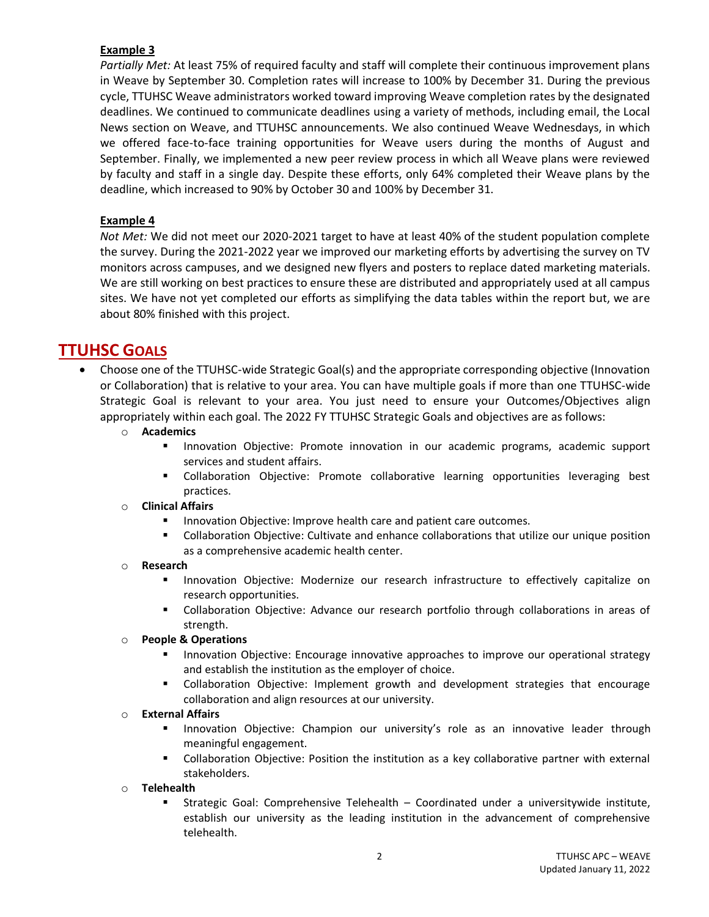**Example 3**

*Partially Met:* At least 75% of required faculty and staff will complete their continuous improvement plans in Weave by September 30. Completion rates will increase to 100% by December 31. During the previous cycle, TTUHSC Weave administrators worked toward improving Weave completion rates by the designated deadlines. We continued to communicate deadlines using a variety of methods, including email, the Local News section on Weave, and TTUHSC announcements. We also continued Weave Wednesdays, in which we offered face-to-face training opportunities for Weave users during the months of August and September. Finally, we implemented a new peer review process in which all Weave plans were reviewed by faculty and staff in a single day. Despite these efforts, only 64% completed their Weave plans by the deadline, which increased to 90% by October 30 and 100% by December 31.

**Example 4**

*Not Met:* We did not meet our 2020-2021 target to have at least 40% of the student population complete the survey. During the 2021-2022 year we improved our marketing efforts by advertising the survey on TV monitors across campuses, and we designed new flyers and posters to replace dated marketing materials. We are still working on best practices to ensure these are distributed and appropriately used at all campus sites. We have not yet completed our efforts as simplifying the data tables within the report but, we are about 80% finished with this project.

## TTUHSC GOALS

- Choose one of the TTUHSC-wide Strategic Goal(s) and the appropriate corresponding objective (Innovation or Collaboration) that is relative to your area. You can have multiple goals if more than one TTUHSC-wide Strategic Goal is relevant to your area. You just need to ensure your Outcomes/Objectives align appropriately within each goal. The 2022 FY TTUHSC Strategic Goals and objectives are as follows:
  - **Academics**
    - Innovation Objective: Promote innovation in our academic programs, academic support services and student affairs.
    - Collaboration Objective: Promote collaborative learning opportunities leveraging best practices.
  - **Clinical Affairs**
    - Innovation Objective: Improve health care and patient care outcomes.
    - Collaboration Objective: Cultivate and enhance collaborations that utilize our unique position as a comprehensive academic health center.
  - **Research**
    - Innovation Objective: Modernize our research infrastructure to effectively capitalize on research opportunities.
    - Collaboration Objective: Advance our research portfolio through collaborations in areas of strength.
  - **People & Operations**
    - Innovation Objective: Encourage innovative approaches to improve our operational strategy and establish the institution as the employer of choice.
    - Collaboration Objective: Implement growth and development strategies that encourage collaboration and align resources at our university.
  - **External Affairs**
    - Innovation Objective: Champion our university's role as an innovative leader through meaningful engagement.
    - Collaboration Objective: Position the institution as a key collaborative partner with external stakeholders.
  - **Telehealth**
    - Strategic Goal: Comprehensive Telehealth – Coordinated under a universitywide institute, establish our university as the leading institution in the advancement of comprehensive telehealth.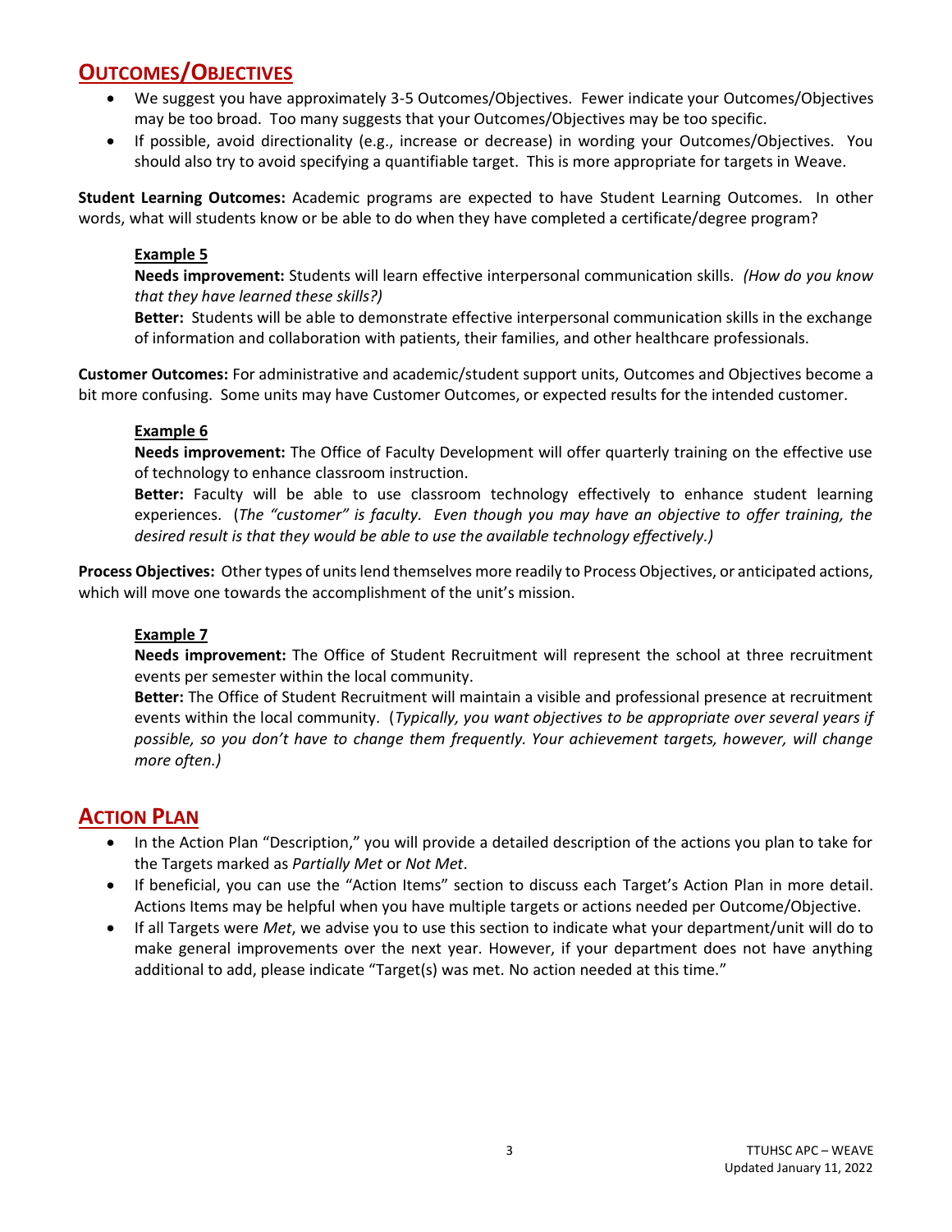## OUTCOMES/OBJECTIVES

- We suggest you have approximately 3-5 Outcomes/Objectives. Fewer indicate your Outcomes/Objectives may be too broad. Too many suggests that your Outcomes/Objectives may be too specific.
- If possible, avoid directionality (e.g., increase or decrease) in wording your Outcomes/Objectives. You should also try to avoid specifying a quantifiable target. This is more appropriate for targets in Weave.

**Student Learning Outcomes:** Academic programs are expected to have Student Learning Outcomes. In other words, what will students know or be able to do when they have completed a certificate/degree program?

> **Example 5**
>
> **Needs improvement:** Students will learn effective interpersonal communication skills. *(How do you know that they have learned these skills?)*
>
> **Better:** Students will be able to demonstrate effective interpersonal communication skills in the exchange of information and collaboration with patients, their families, and other healthcare professionals.

**Customer Outcomes:** For administrative and academic/student support units, Outcomes and Objectives become a bit more confusing. Some units may have Customer Outcomes, or expected results for the intended customer.

> **Example 6**
>
> **Needs improvement:** The Office of Faculty Development will offer quarterly training on the effective use of technology to enhance classroom instruction.
>
> **Better:** Faculty will be able to use classroom technology effectively to enhance student learning experiences. (*The "customer" is faculty. Even though you may have an objective to offer training, the desired result is that they would be able to use the available technology effectively.)*

**Process Objectives:** Other types of units lend themselves more readily to Process Objectives, or anticipated actions, which will move one towards the accomplishment of the unit's mission.

> **Example 7**
>
> **Needs improvement:** The Office of Student Recruitment will represent the school at three recruitment events per semester within the local community.
>
> **Better:** The Office of Student Recruitment will maintain a visible and professional presence at recruitment events within the local community. (*Typically, you want objectives to be appropriate over several years if possible, so you don't have to change them frequently. Your achievement targets, however, will change more often.)*

## ACTION PLAN

- In the Action Plan "Description," you will provide a detailed description of the actions you plan to take for the Targets marked as *Partially Met* or *Not Met*.
- If beneficial, you can use the "Action Items" section to discuss each Target's Action Plan in more detail. Actions Items may be helpful when you have multiple targets or actions needed per Outcome/Objective.
- If all Targets were *Met*, we advise you to use this section to indicate what your department/unit will do to make general improvements over the next year. However, if your department does not have anything additional to add, please indicate "Target(s) was met. No action needed at this time."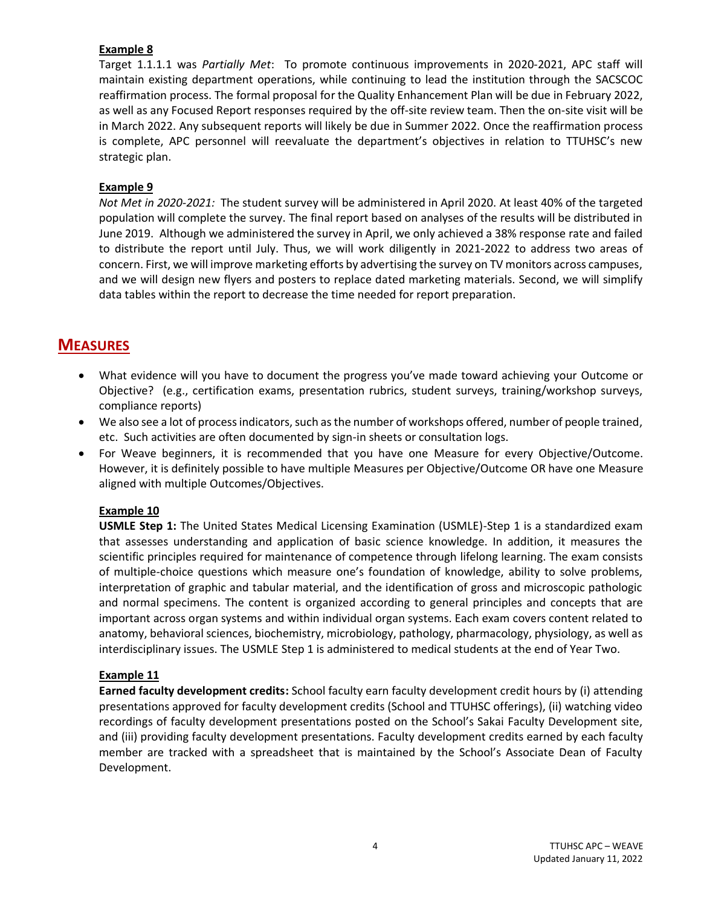**Example 8**

Target 1.1.1.1 was *Partially Met*: To promote continuous improvements in 2020-2021, APC staff will maintain existing department operations, while continuing to lead the institution through the SACSCOC reaffirmation process. The formal proposal for the Quality Enhancement Plan will be due in February 2022, as well as any Focused Report responses required by the off-site review team. Then the on-site visit will be in March 2022. Any subsequent reports will likely be due in Summer 2022. Once the reaffirmation process is complete, APC personnel will reevaluate the department's objectives in relation to TTUHSC's new strategic plan.

**Example 9**

*Not Met in 2020-2021:* The student survey will be administered in April 2020. At least 40% of the targeted population will complete the survey. The final report based on analyses of the results will be distributed in June 2019. Although we administered the survey in April, we only achieved a 38% response rate and failed to distribute the report until July. Thus, we will work diligently in 2021-2022 to address two areas of concern. First, we will improve marketing efforts by advertising the survey on TV monitors across campuses, and we will design new flyers and posters to replace dated marketing materials. Second, we will simplify data tables within the report to decrease the time needed for report preparation.

## MEASURES

- What evidence will you have to document the progress you've made toward achieving your Outcome or Objective? (e.g., certification exams, presentation rubrics, student surveys, training/workshop surveys, compliance reports)
- We also see a lot of process indicators, such as the number of workshops offered, number of people trained, etc. Such activities are often documented by sign-in sheets or consultation logs.
- For Weave beginners, it is recommended that you have one Measure for every Objective/Outcome. However, it is definitely possible to have multiple Measures per Objective/Outcome OR have one Measure aligned with multiple Outcomes/Objectives.

**Example 10**

**USMLE Step 1:** The United States Medical Licensing Examination (USMLE)-Step 1 is a standardized exam that assesses understanding and application of basic science knowledge. In addition, it measures the scientific principles required for maintenance of competence through lifelong learning. The exam consists of multiple-choice questions which measure one's foundation of knowledge, ability to solve problems, interpretation of graphic and tabular material, and the identification of gross and microscopic pathologic and normal specimens. The content is organized according to general principles and concepts that are important across organ systems and within individual organ systems. Each exam covers content related to anatomy, behavioral sciences, biochemistry, microbiology, pathology, pharmacology, physiology, as well as interdisciplinary issues. The USMLE Step 1 is administered to medical students at the end of Year Two.

**Example 11**

**Earned faculty development credits:** School faculty earn faculty development credit hours by (i) attending presentations approved for faculty development credits (School and TTUHSC offerings), (ii) watching video recordings of faculty development presentations posted on the School's Sakai Faculty Development site, and (iii) providing faculty development presentations. Faculty development credits earned by each faculty member are tracked with a spreadsheet that is maintained by the School's Associate Dean of Faculty Development.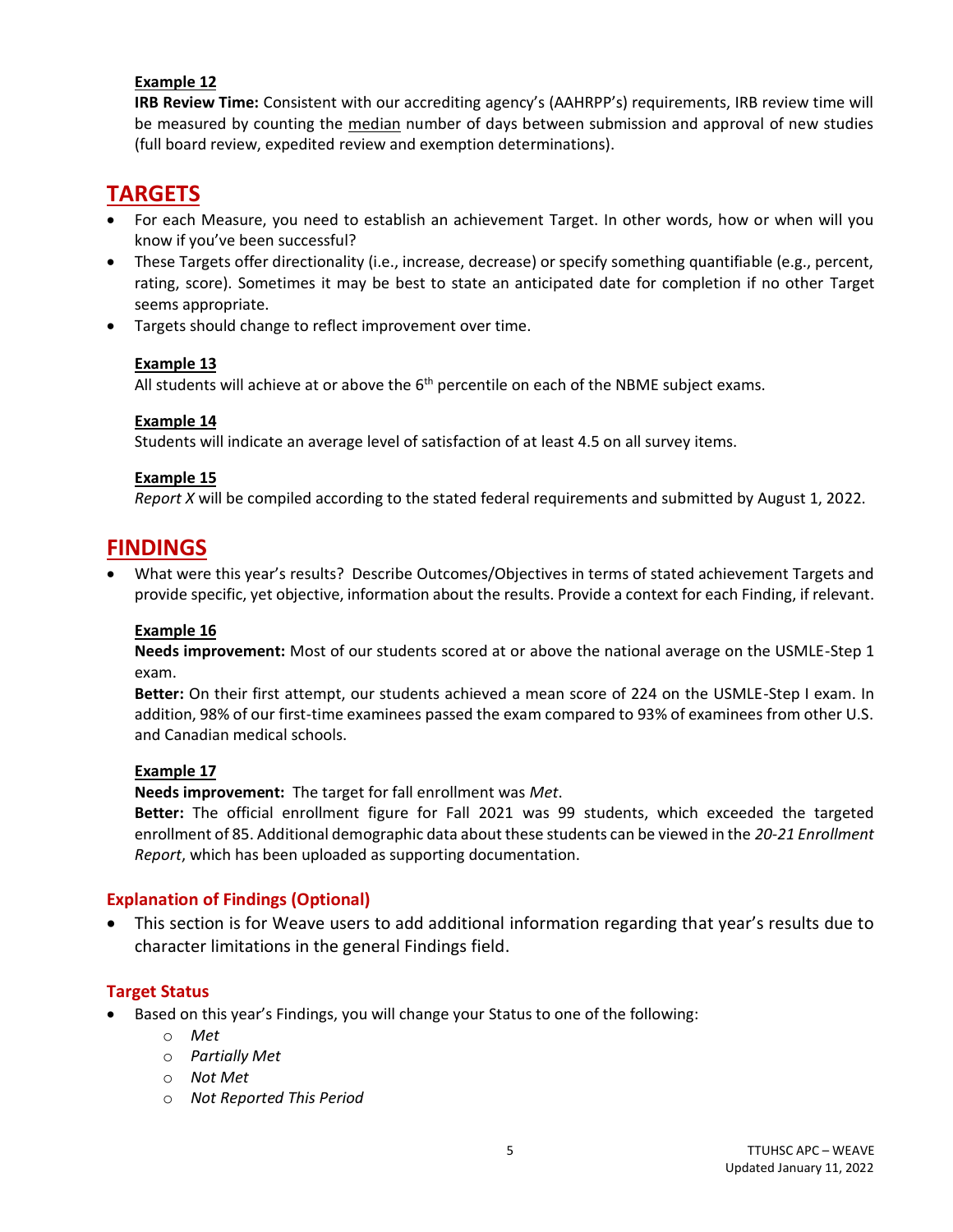**Example 12**

**IRB Review Time:** Consistent with our accrediting agency's (AAHRPP's) requirements, IRB review time will be measured by counting the median number of days between submission and approval of new studies (full board review, expedited review and exemption determinations).

## TARGETS

- For each Measure, you need to establish an achievement Target. In other words, how or when will you know if you've been successful?
- These Targets offer directionality (i.e., increase, decrease) or specify something quantifiable (e.g., percent, rating, score). Sometimes it may be best to state an anticipated date for completion if no other Target seems appropriate.
- Targets should change to reflect improvement over time.

**Example 13**

All students will achieve at or above the 6th percentile on each of the NBME subject exams.

**Example 14**

Students will indicate an average level of satisfaction of at least 4.5 on all survey items.

**Example 15**

*Report X* will be compiled according to the stated federal requirements and submitted by August 1, 2022.

## FINDINGS

- What were this year's results? Describe Outcomes/Objectives in terms of stated achievement Targets and provide specific, yet objective, information about the results. Provide a context for each Finding, if relevant.

**Example 16**

**Needs improvement:** Most of our students scored at or above the national average on the USMLE-Step 1 exam.

**Better:** On their first attempt, our students achieved a mean score of 224 on the USMLE-Step I exam. In addition, 98% of our first-time examinees passed the exam compared to 93% of examinees from other U.S. and Canadian medical schools.

**Example 17**

**Needs improvement:** The target for fall enrollment was *Met*.

**Better:** The official enrollment figure for Fall 2021 was 99 students, which exceeded the targeted enrollment of 85. Additional demographic data about these students can be viewed in the *20-21 Enrollment Report*, which has been uploaded as supporting documentation.

### Explanation of Findings (Optional)

- This section is for Weave users to add additional information regarding that year's results due to character limitations in the general Findings field.

### Target Status

- Based on this year's Findings, you will change your Status to one of the following:
  - *Met*
  - *Partially Met*
  - *Not Met*
  - *Not Reported This Period*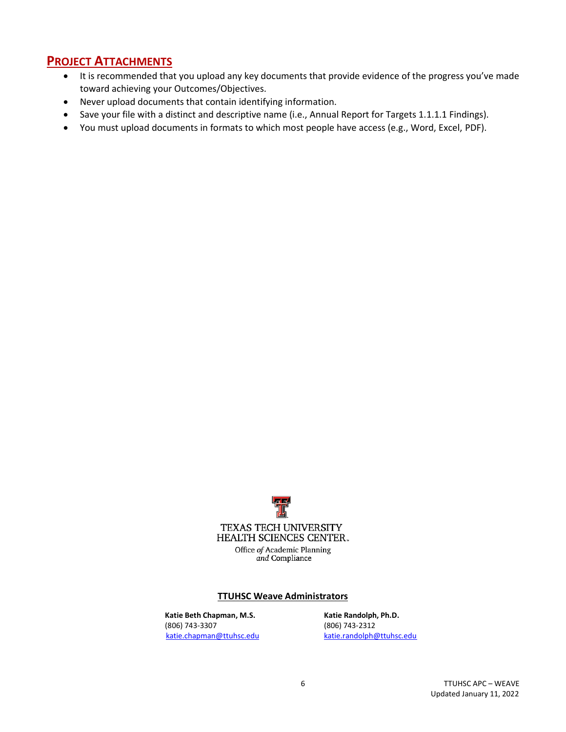## Project Attachments

- It is recommended that you upload any key documents that provide evidence of the progress you've made toward achieving your Outcomes/Objectives.
- Never upload documents that contain identifying information.
- Save your file with a distinct and descriptive name (i.e., Annual Report for Targets 1.1.1.1 Findings).
- You must upload documents in formats to which most people have access (e.g., Word, Excel, PDF).

TEXAS TECH UNIVERSITY
HEALTH SCIENCES CENTER.
Office *of* Academic Planning
*and* Compliance

**TTUHSC Weave Administrators**

**Katie Beth Chapman, M.S.**
(806) 743-3307
katie.chapman@ttuhsc.edu

**Katie Randolph, Ph.D.**
(806) 743-2312
katie.randolph@ttuhsc.edu